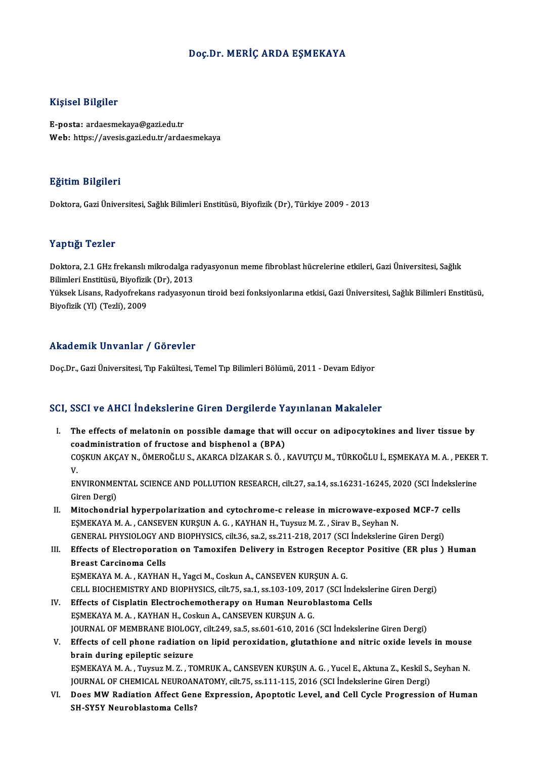# Doç.Dr. MERİÇ ARDA EŞMEKAYA

## Kişisel Bilgiler

**E-posta:** ardaesmekaya@gazi.edu.tr
**Web:** https://avesis.gazi.edu.tr/ardaesmekaya

## Eğitim Bilgileri

Doktora, Gazi Üniversitesi, Sağlık Bilimleri Enstitüsü, Biyofizik (Dr), Türkiye 2009 - 2013

## Yaptığı Tezler

Doktora, 2.1 GHz frekanslı mikrodalga radyasyonun meme fibroblast hücrelerine etkileri, Gazi Üniversitesi, Sağlık Bilimleri Enstitüsü, Biyofizik (Dr), 2013

Yüksek Lisans, Radyofrekans radyasyonun tiroid bezi fonksiyonlarına etkisi, Gazi Üniversitesi, Sağlık Bilimleri Enstitüsü, Biyofizik (Yl) (Tezli), 2009

## Akademik Unvanlar / Görevler

Doç.Dr., Gazi Üniversitesi, Tıp Fakültesi, Temel Tıp Bilimleri Bölümü, 2011 - Devam Ediyor

## SCI, SSCI ve AHCI İndekslerine Giren Dergilerde Yayınlanan Makaleler

I. **The effects of melatonin on possible damage that will occur on adipocytokines and liver tissue by coadministration of fructose and bisphenol a (BPA)**
COŞKUN AKÇAY N., ÖMEROĞLU S., AKARCA DİZAKAR S. Ö. , KAVUTÇU M., TÜRKOĞLU İ., EŞMEKAYA M. A. , PEKER T. V.
ENVIRONMENTAL SCIENCE AND POLLUTION RESEARCH, cilt.27, sa.14, ss.16231-16245, 2020 (SCI İndekslerine Giren Dergi)

II. **Mitochondrial hyperpolarization and cytochrome-c release in microwave-exposed MCF-7 cells**
EŞMEKAYA M. A. , CANSEVEN KURŞUN A. G. , KAYHAN H., Tuysuz M. Z. , Sirav B., Seyhan N.
GENERAL PHYSIOLOGY AND BIOPHYSICS, cilt.36, sa.2, ss.211-218, 2017 (SCI İndekslerine Giren Dergi)

III. **Effects of Electroporation on Tamoxifen Delivery in Estrogen Receptor Positive (ER plus ) Human Breast Carcinoma Cells**
EŞMEKAYA M. A. , KAYHAN H., Yagci M., Coskun A., CANSEVEN KURŞUN A. G.
CELL BIOCHEMISTRY AND BIOPHYSICS, cilt.75, sa.1, ss.103-109, 2017 (SCI İndekslerine Giren Dergi)

IV. **Effects of Cisplatin Electrochemotherapy on Human Neuroblastoma Cells**
EŞMEKAYA M. A. , KAYHAN H., Coskun A., CANSEVEN KURŞUN A. G.
JOURNAL OF MEMBRANE BIOLOGY, cilt.249, sa.5, ss.601-610, 2016 (SCI İndekslerine Giren Dergi)

V. **Effects of cell phone radiation on lipid peroxidation, glutathione and nitric oxide levels in mouse brain during epileptic seizure**
EŞMEKAYA M. A. , Tuysuz M. Z. , TOMRUK A., CANSEVEN KURŞUN A. G. , Yucel E., Aktuna Z., Keskil S., Seyhan N.
JOURNAL OF CHEMICAL NEUROANATOMY, cilt.75, ss.111-115, 2016 (SCI İndekslerine Giren Dergi)

VI. **Does MW Radiation Affect Gene Expression, Apoptotic Level, and Cell Cycle Progression of Human SH-SY5Y Neuroblastoma Cells?**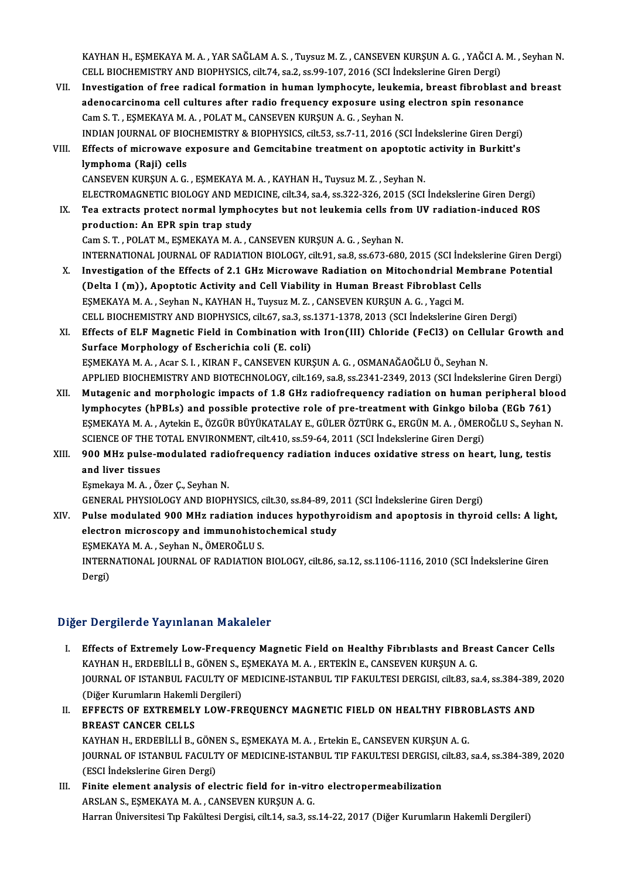KAYHAN H., EŞMEKAYA M. A. , YAR SAĞLAM A. S. , Tuysuz M. Z. , CANSEVEN KURŞUN A. G. , YAĞCI A. M. , Seyhan N. CELL BIOCHEMISTRY AND BIOPHYSICS, cilt.74, sa.2, ss.99-107, 2016 (SCI İndekslerine Giren Dergi)

VII. **Investigation of free radical formation in human lymphocyte, leukemia, breast fibroblast and breast adenocarcinoma cell cultures after radio frequency exposure using electron spin resonance**
Cam S. T. , EŞMEKAYA M. A. , POLAT M., CANSEVEN KURŞUN A. G. , Seyhan N.
INDIAN JOURNAL OF BIOCHEMISTRY & BIOPHYSICS, cilt.53, ss.7-11, 2016 (SCI İndekslerine Giren Dergi)

VIII. **Effects of microwave exposure and Gemcitabine treatment on apoptotic activity in Burkitt's lymphoma (Raji) cells**
CANSEVEN KURŞUN A. G. , EŞMEKAYA M. A. , KAYHAN H., Tuysuz M. Z. , Seyhan N.
ELECTROMAGNETIC BIOLOGY AND MEDICINE, cilt.34, sa.4, ss.322-326, 2015 (SCI İndekslerine Giren Dergi)

IX. **Tea extracts protect normal lymphocytes but not leukemia cells from UV radiation-induced ROS production: An EPR spin trap study**
Cam S. T. , POLAT M., EŞMEKAYA M. A. , CANSEVEN KURŞUN A. G. , Seyhan N.
INTERNATIONAL JOURNAL OF RADIATION BIOLOGY, cilt.91, sa.8, ss.673-680, 2015 (SCI İndekslerine Giren Dergi)

X. **Investigation of the Effects of 2.1 GHz Microwave Radiation on Mitochondrial Membrane Potential (Delta I (m)), Apoptotic Activity and Cell Viability in Human Breast Fibroblast Cells**
EŞMEKAYA M. A. , Seyhan N., KAYHAN H., Tuysuz M. Z. , CANSEVEN KURŞUN A. G. , Yagci M.
CELL BIOCHEMISTRY AND BIOPHYSICS, cilt.67, sa.3, ss.1371-1378, 2013 (SCI İndekslerine Giren Dergi)

XI. **Effects of ELF Magnetic Field in Combination with Iron(III) Chloride (FeCl3) on Cellular Growth and Surface Morphology of Escherichia coli (E. coli)**
EŞMEKAYA M. A. , Acar S. I. , KIRAN F., CANSEVEN KURŞUN A. G. , OSMANAĞAOĞLU Ö., Seyhan N.
APPLIED BIOCHEMISTRY AND BIOTECHNOLOGY, cilt.169, sa.8, ss.2341-2349, 2013 (SCI İndekslerine Giren Dergi)

XII. **Mutagenic and morphologic impacts of 1.8 GHz radiofrequency radiation on human peripheral blood lymphocytes (hPBLs) and possible protective role of pre-treatment with Ginkgo biloba (EGb 761)**
EŞMEKAYA M. A. , Aytekin E., ÖZGÜR BÜYÜKATALAY E., GÜLER ÖZTÜRK G., ERGÜN M. A. , ÖMEROĞLU S., Seyhan N.
SCIENCE OF THE TOTAL ENVIRONMENT, cilt.410, ss.59-64, 2011 (SCI İndekslerine Giren Dergi)

XIII. **900 MHz pulse-modulated radiofrequency radiation induces oxidative stress on heart, lung, testis and liver tissues**
Eşmekaya M. A. , Özer Ç., Seyhan N.
GENERAL PHYSIOLOGY AND BIOPHYSICS, cilt.30, ss.84-89, 2011 (SCI İndekslerine Giren Dergi)

XIV. **Pulse modulated 900 MHz radiation induces hypothyroidism and apoptosis in thyroid cells: A light, electron microscopy and immunohistochemical study**
EŞMEKAYA M. A. , Seyhan N., ÖMEROĞLU S.
INTERNATIONAL JOURNAL OF RADIATION BIOLOGY, cilt.86, sa.12, ss.1106-1116, 2010 (SCI İndekslerine Giren Dergi)

## Diğer Dergilerde Yayınlanan Makaleler

I. **Effects of Extremely Low-Frequency Magnetic Field on Healthy Fibrıblasts and Breast Cancer Cells**
KAYHAN H., ERDEBİLLİ B., GÖNEN S., EŞMEKAYA M. A. , ERTEKİN E., CANSEVEN KURŞUN A. G.
JOURNAL OF ISTANBUL FACULTY OF MEDICINE-ISTANBUL TIP FAKULTESI DERGISI, cilt.83, sa.4, ss.384-389, 2020 (Diğer Kurumların Hakemli Dergileri)

II. **EFFECTS OF EXTREMELY LOW-FREQUENCY MAGNETIC FIELD ON HEALTHY FIBROBLASTS AND BREAST CANCER CELLS**
KAYHAN H., ERDEBİLLİ B., GÖNEN S., EŞMEKAYA M. A. , Ertekin E., CANSEVEN KURŞUN A. G.
JOURNAL OF ISTANBUL FACULTY OF MEDICINE-ISTANBUL TIP FAKULTESI DERGISI, cilt.83, sa.4, ss.384-389, 2020 (ESCI İndekslerine Giren Dergi)

III. **Finite element analysis of electric field for in-vitro electropermeabilization**
ARSLAN S., EŞMEKAYA M. A. , CANSEVEN KURŞUN A. G.
Harran Üniversitesi Tıp Fakültesi Dergisi, cilt.14, sa.3, ss.14-22, 2017 (Diğer Kurumların Hakemli Dergileri)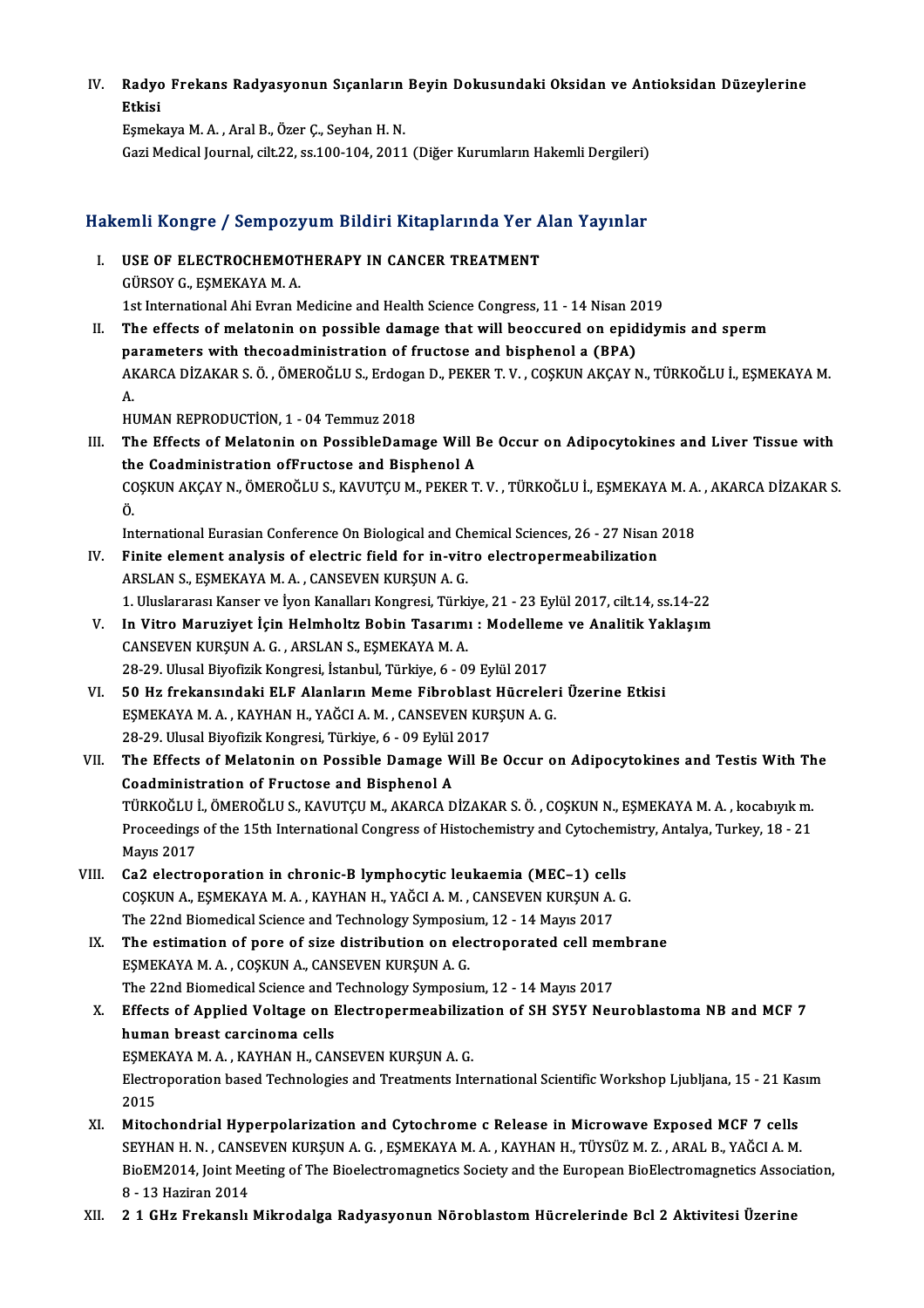IV. **Radyo Frekans Radyasyonun Sıçanların Beyin Dokusundaki Oksidan ve Antioksidan Düzeylerine Etkisi**
Eşmekaya M. A. , Aral B., Özer Ç., Seyhan H. N.
Gazi Medical Journal, cilt.22, ss.100-104, 2011 (Diğer Kurumların Hakemli Dergileri)

## Hakemli Kongre / Sempozyum Bildiri Kitaplarında Yer Alan Yayınlar

I. **USE OF ELECTROCHEMOTHERAPY IN CANCER TREATMENT**
GÜRSOY G., EŞMEKAYA M. A.
1st International Ahi Evran Medicine and Health Science Congress, 11 - 14 Nisan 2019

II. **The effects of melatonin on possible damage that will beoccured on epididymis and sperm parameters with thecoadministration of fructose and bisphenol a (BPA)**
AKARCA DİZAKAR S. Ö. , ÖMEROĞLU S., Erdogan D., PEKER T. V. , COŞKUN AKÇAY N., TÜRKOĞLU İ., EŞMEKAYA M. A.
HUMAN REPRODUCTİON, 1 - 04 Temmuz 2018

III. **The Effects of Melatonin on PossibleDamage Will Be Occur on Adipocytokines and Liver Tissue with the Coadministration ofFructose and Bisphenol A**
COŞKUN AKÇAY N., ÖMEROĞLU S., KAVUTÇU M., PEKER T. V. , TÜRKOĞLU İ., EŞMEKAYA M. A. , AKARCA DİZAKAR S. Ö.
International Eurasian Conference On Biological and Chemical Sciences, 26 - 27 Nisan 2018

IV. **Finite element analysis of electric field for in-vitro electropermeabilization**
ARSLAN S., EŞMEKAYA M. A. , CANSEVEN KURŞUN A. G.
1. Uluslararası Kanser ve İyon Kanalları Kongresi, Türkiye, 21 - 23 Eylül 2017, cilt.14, ss.14-22

V. **In Vitro Maruziyet İçin Helmholtz Bobin Tasarımı : Modelleme ve Analitik Yaklaşım**
CANSEVEN KURŞUN A. G. , ARSLAN S., EŞMEKAYA M. A.
28-29. Ulusal Biyofizik Kongresi, İstanbul, Türkiye, 6 - 09 Eylül 2017

VI. **50 Hz frekansındaki ELF Alanların Meme Fibroblast Hücreleri Üzerine Etkisi**
EŞMEKAYA M. A. , KAYHAN H., YAĞCI A. M. , CANSEVEN KURŞUN A. G.
28-29. Ulusal Biyofizik Kongresi, Türkiye, 6 - 09 Eylül 2017

VII. **The Effects of Melatonin on Possible Damage Will Be Occur on Adipocytokines and Testis With The Coadministration of Fructose and Bisphenol A**
TÜRKOĞLU İ., ÖMEROĞLU S., KAVUTÇU M., AKARCA DİZAKAR S. Ö. , COŞKUN N., EŞMEKAYA M. A. , kocabıyık m.
Proceedings of the 15th International Congress of Histochemistry and Cytochemistry, Antalya, Turkey, 18 - 21 Mayıs 2017

VIII. **Ca2 electroporation in chronic-B lymphocytic leukaemia (MEC–1) cells**
COŞKUN A., EŞMEKAYA M. A. , KAYHAN H., YAĞCI A. M. , CANSEVEN KURŞUN A. G.
The 22nd Biomedical Science and Technology Symposium, 12 - 14 Mayıs 2017

IX. **The estimation of pore of size distribution on electroporated cell membrane**
EŞMEKAYA M. A. , COŞKUN A., CANSEVEN KURŞUN A. G.
The 22nd Biomedical Science and Technology Symposium, 12 - 14 Mayıs 2017

X. **Effects of Applied Voltage on Electropermeabilization of SH SY5Y Neuroblastoma NB and MCF 7 human breast carcinoma cells**
EŞMEKAYA M. A. , KAYHAN H., CANSEVEN KURŞUN A. G.
Electroporation based Technologies and Treatments International Scientific Workshop Ljubljana, 15 - 21 Kasım 2015

XI. **Mitochondrial Hyperpolarization and Cytochrome c Release in Microwave Exposed MCF 7 cells**
SEYHAN H. N. , CANSEVEN KURŞUN A. G. , EŞMEKAYA M. A. , KAYHAN H., TÜYSÜZ M. Z. , ARAL B., YAĞCI A. M.
BioEM2014, Joint Meeting of The Bioelectromagnetics Society and the European BioElectromagnetics Association, 8 - 13 Haziran 2014

XII. **2 1 GHz Frekanslı Mikrodalga Radyasyonun Nöroblastom Hücrelerinde Bcl 2 Aktivitesi Üzerine**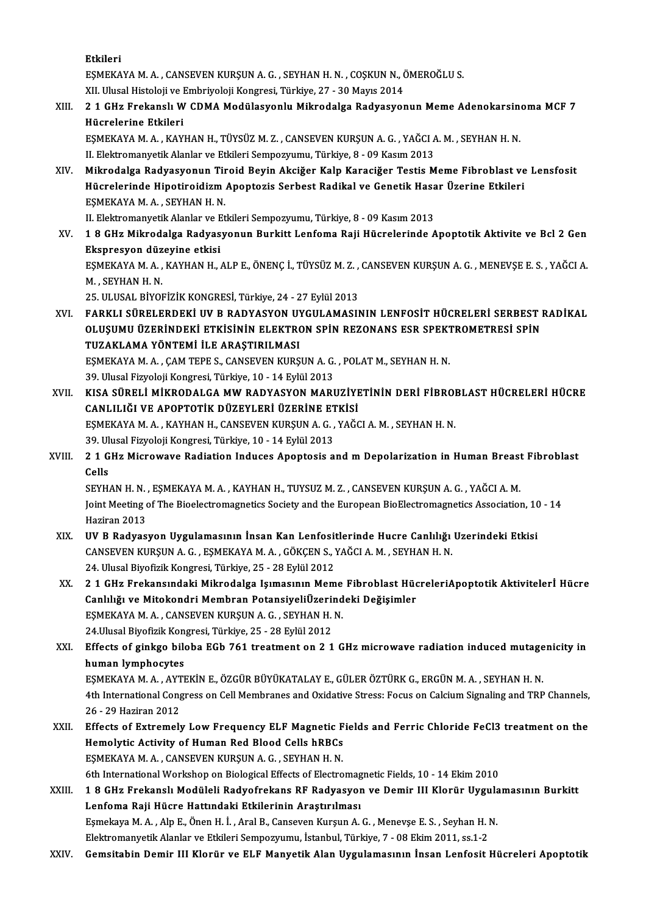Etkileri
EŞMEKAYA M. A. , CANSEVEN KURŞUN A. G. , SEYHAN H. N. , COŞKUN N., ÖMEROĞLU S.
XII. Ulusal Histoloji ve Embriyoloji Kongresi, Türkiye, 27 - 30 Mayıs 2014

XIII. **2 1 GHz Frekanslı W CDMA Modülasyonlu Mikrodalga Radyasyonun Meme Adenokarsinoma MCF 7 Hücrelerine Etkileri**
EŞMEKAYA M. A. , KAYHAN H., TÜYSÜZ M. Z. , CANSEVEN KURŞUN A. G. , YAĞCI A. M. , SEYHAN H. N.
II. Elektromanyetik Alanlar ve Etkileri Sempozyumu, Türkiye, 8 - 09 Kasım 2013

XIV. **Mikrodalga Radyasyonun Tiroid Beyin Akciğer Kalp Karaciğer Testis Meme Fibroblast ve Lensfosit Hücrelerinde Hipotiroidizm Apoptozis Serbest Radikal ve Genetik Hasar Üzerine Etkileri**
EŞMEKAYA M. A. , SEYHAN H. N.
II. Elektromanyetik Alanlar ve Etkileri Sempozyumu, Türkiye, 8 - 09 Kasım 2013

XV. **1 8 GHz Mikrodalga Radyasyonun Burkitt Lenfoma Raji Hücrelerinde Apoptotik Aktivite ve Bcl 2 Gen Ekspresyon düzeyine etkisi**
EŞMEKAYA M. A. , KAYHAN H., ALP E., ÖNENÇ İ., TÜYSÜZ M. Z. , CANSEVEN KURŞUN A. G. , MENEVŞE E. S. , YAĞCI A. M. , SEYHAN H. N.
25. ULUSAL BİYOFİZİK KONGRESİ, Türkiye, 24 - 27 Eylül 2013

XVI. **FARKLI SÜRELERDEKİ UV B RADYASYON UYGULAMASININ LENFOSİT HÜCRELERİ SERBEST RADİKAL OLUŞUMU ÜZERİNDEKİ ETKİSİNİN ELEKTRON SPİN REZONANS ESR SPEKTROMETRESİ SPİN TUZAKLAMA YÖNTEMİ İLE ARAŞTIRILMASI**
EŞMEKAYA M. A. , ÇAM TEPE S., CANSEVEN KURŞUN A. G. , POLAT M., SEYHAN H. N.
39. Ulusal Fizyoloji Kongresi, Türkiye, 10 - 14 Eylül 2013

XVII. **KISA SÜRELİ MİKRODALGA MW RADYASYON MARUZİYETİNİN DERİ FİBROBLAST HÜCRELERİ HÜCRE CANLILIĞI VE APOPTOTİK DÜZEYLERİ ÜZERİNE ETKİSİ**
EŞMEKAYA M. A. , KAYHAN H., CANSEVEN KURŞUN A. G. , YAĞCI A. M. , SEYHAN H. N.
39. Ulusal Fizyoloji Kongresi, Türkiye, 10 - 14 Eylül 2013

XVIII. **2 1 GHz Microwave Radiation Induces Apoptosis and m Depolarization in Human Breast Fibroblast Cells**
SEYHAN H. N. , EŞMEKAYA M. A. , KAYHAN H., TUYSUZ M. Z. , CANSEVEN KURŞUN A. G. , YAĞCI A. M.
Joint Meeting of The Bioelectromagnetics Society and the European BioElectromagnetics Association, 10 - 14 Haziran 2013

XIX. **UV B Radyasyon Uygulamasının İnsan Kan Lenfositlerinde Hucre Canlılığı Uzerindeki Etkisi**
CANSEVEN KURŞUN A. G. , EŞMEKAYA M. A. , GÖKÇEN S., YAĞCI A. M. , SEYHAN H. N.
24. Ulusal Biyofizik Kongresi, Türkiye, 25 - 28 Eylül 2012

XX. **2 1 GHz Frekansındaki Mikrodalga Işımasının Meme Fibroblast HücreleriApoptotik Aktiviteleri Hücre Canlılığı ve Mitokondri Membran PotansiyeliÜzerindeki Değişimler**
EŞMEKAYA M. A. , CANSEVEN KURŞUN A. G. , SEYHAN H. N.
24.Ulusal Biyofizik Kongresi, Türkiye, 25 - 28 Eylül 2012

XXI. **Effects of ginkgo biloba EGb 761 treatment on 2 1 GHz microwave radiation induced mutagenicity in human lymphocytes**
EŞMEKAYA M. A. , AYTEKİN E., ÖZGÜR BÜYÜKATALAY E., GÜLER ÖZTÜRK G., ERGÜN M. A. , SEYHAN H. N.
4th International Congress on Cell Membranes and Oxidative Stress: Focus on Calcium Signaling and TRP Channels, 26 - 29 Haziran 2012

XXII. **Effects of Extremely Low Frequency ELF Magnetic Fields and Ferric Chloride FeCl3 treatment on the Hemolytic Activity of Human Red Blood Cells hRBCs**
EŞMEKAYA M. A. , CANSEVEN KURŞUN A. G. , SEYHAN H. N.
6th International Workshop on Biological Effects of Electromagnetic Fields, 10 - 14 Ekim 2010

XXIII. **1 8 GHz Frekanslı Modüleli Radyofrekans RF Radyasyon ve Demir III Klorür Uygulamasının Burkitt Lenfoma Raji Hücre Hattındaki Etkilerinin Araştırılması**
Eşmekaya M. A. , Alp E., Önen H. İ. , Aral B., Canseven Kurşun A. G. , Menevşe E. S. , Seyhan H. N.
Elektromanyetik Alanlar ve Etkileri Sempozyumu, İstanbul, Türkiye, 7 - 08 Ekim 2011, ss.1-2

XXIV. **Gemsitabin Demir III Klorür ve ELF Manyetik Alan Uygulamasının İnsan Lenfosit Hücreleri Apoptotik**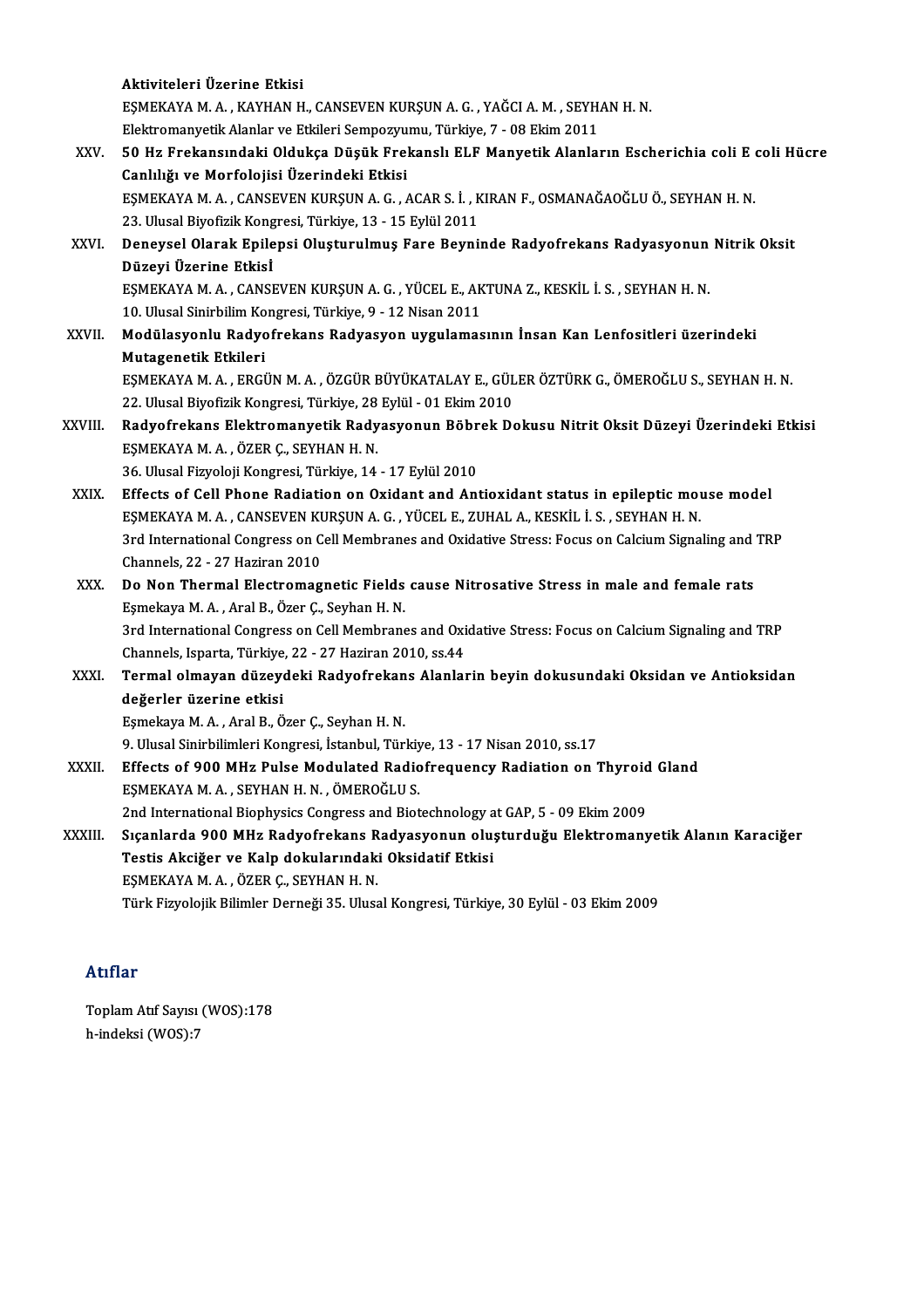**Aktiviteleri Üzerine Etkisi**
EŞMEKAYA M. A. , KAYHAN H., CANSEVEN KURŞUN A. G. , YAĞCI A. M. , SEYHAN H. N.
Elektromanyetik Alanlar ve Etkileri Sempozyumu, Türkiye, 7 - 08 Ekim 2011

XXV. **50 Hz Frekansındaki Oldukça Düşük Frekanslı ELF Manyetik Alanların Escherichia coli E coli Hücre Canlılığı ve Morfolojisi Üzerindeki Etkisi**
EŞMEKAYA M. A. , CANSEVEN KURŞUN A. G. , ACAR S. İ. , KIRAN F., OSMANAĞAOĞLU Ö., SEYHAN H. N.
23. Ulusal Biyofizik Kongresi, Türkiye, 13 - 15 Eylül 2011

XXVI. **Deneysel Olarak Epilepsi Oluşturulmuş Fare Beyninde Radyofrekans Radyasyonun Nitrik Oksit Düzeyi Üzerine Etkisİ**
EŞMEKAYA M. A. , CANSEVEN KURŞUN A. G. , YÜCEL E., AKTUNA Z., KESKİL İ. S. , SEYHAN H. N.
10. Ulusal Sinirbilim Kongresi, Türkiye, 9 - 12 Nisan 2011

XXVII. **Modülasyonlu Radyofrekans Radyasyon uygulamasının İnsan Kan Lenfositleri üzerindeki Mutagenetik Etkileri**
EŞMEKAYA M. A. , ERGÜN M. A. , ÖZGÜR BÜYÜKATALAY E., GÜLER ÖZTÜRK G., ÖMEROĞLU S., SEYHAN H. N.
22. Ulusal Biyofizik Kongresi, Türkiye, 28 Eylül - 01 Ekim 2010

XXVIII. **Radyofrekans Elektromanyetik Radyasyonun Böbrek Dokusu Nitrit Oksit Düzeyi Üzerindeki Etkisi**
EŞMEKAYA M. A. , ÖZER Ç., SEYHAN H. N.
36. Ulusal Fizyoloji Kongresi, Türkiye, 14 - 17 Eylül 2010

XXIX. **Effects of Cell Phone Radiation on Oxidant and Antioxidant status in epileptic mouse model**
EŞMEKAYA M. A. , CANSEVEN KURŞUN A. G. , YÜCEL E., ZUHAL A., KESKİL İ. S. , SEYHAN H. N.
3rd International Congress on Cell Membranes and Oxidative Stress: Focus on Calcium Signaling and TRP Channels, 22 - 27 Haziran 2010

XXX. **Do Non Thermal Electromagnetic Fields cause Nitrosative Stress in male and female rats**
Eşmekaya M. A. , Aral B., Özer Ç., Seyhan H. N.
3rd International Congress on Cell Membranes and Oxidative Stress: Focus on Calcium Signaling and TRP Channels, Isparta, Türkiye, 22 - 27 Haziran 2010, ss.44

XXXI. **Termal olmayan düzeydeki Radyofrekans Alanlarin beyin dokusundaki Oksidan ve Antioksidan değerler üzerine etkisi**
Eşmekaya M. A. , Aral B., Özer Ç., Seyhan H. N.
9. Ulusal Sinirbilimleri Kongresi, İstanbul, Türkiye, 13 - 17 Nisan 2010, ss.17

XXXII. **Effects of 900 MHz Pulse Modulated Radiofrequency Radiation on Thyroid Gland**
EŞMEKAYA M. A. , SEYHAN H. N. , ÖMEROĞLU S.
2nd International Biophysics Congress and Biotechnology at GAP, 5 - 09 Ekim 2009

XXXIII. **Sıçanlarda 900 MHz Radyofrekans Radyasyonun oluşturduğu Elektromanyetik Alanın Karaciğer Testis Akciğer ve Kalp dokularındaki Oksidatif Etkisi**
EŞMEKAYA M. A. , ÖZER Ç., SEYHAN H. N.
Türk Fizyolojik Bilimler Derneği 35. Ulusal Kongresi, Türkiye, 30 Eylül - 03 Ekim 2009

## Atıflar

Toplam Atıf Sayısı (WOS):178
h-indeksi (WOS):7